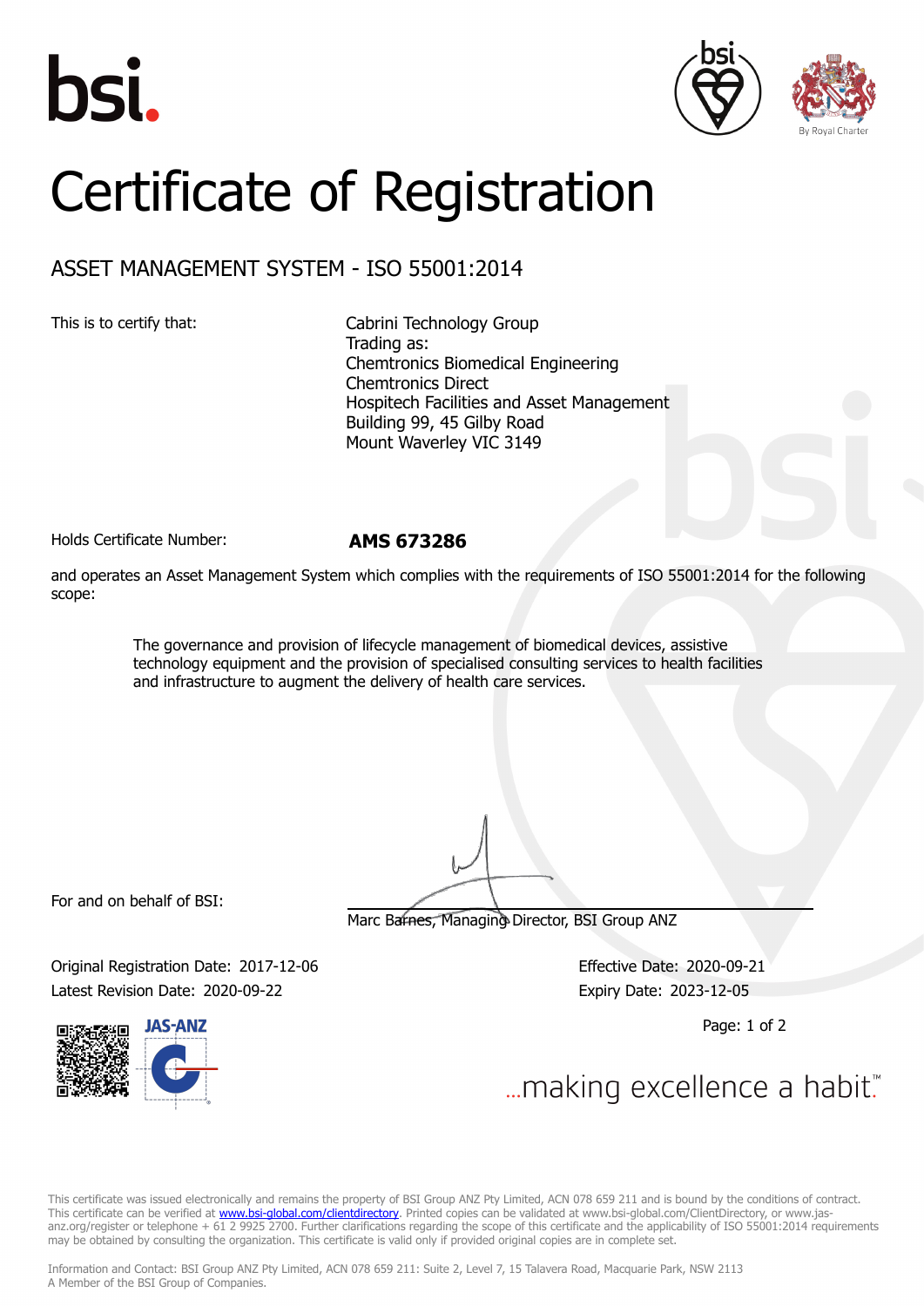bsi.

By Royal Charter

# Certificate of Registration

## ASSET MANAGEMENT SYSTEM - ISO 55001:2014

This is to certify that:

Cabrini Technology Group
Trading as:
Chemtronics Biomedical Engineering
Chemtronics Direct
Hospitech Facilities and Asset Management
Building 99, 45 Gilby Road
Mount Waverley VIC 3149

Holds Certificate Number: **AMS 673286**

and operates an Asset Management System which complies with the requirements of ISO 55001:2014 for the following scope:

> The governance and provision of lifecycle management of biomedical devices, assistive technology equipment and the provision of specialised consulting services to health facilities and infrastructure to augment the delivery of health care services.

For and on behalf of BSI:

Marc Barnes, Managing Director, BSI Group ANZ

Original Registration Date: 2017-12-06
Latest Revision Date: 2020-09-22

Effective Date: 2020-09-21
Expiry Date: 2023-12-05

JAS-ANZ

...making excellence a habit.™

This certificate was issued electronically and remains the property of BSI Group ANZ Pty Limited, ACN 078 659 211 and is bound by the conditions of contract. This certificate can be verified at www.bsi-global.com/clientdirectory. Printed copies can be validated at www.bsi-global.com/ClientDirectory, or www.jas-anz.org/register or telephone + 61 2 9925 2700. Further clarifications regarding the scope of this certificate and the applicability of ISO 55001:2014 requirements may be obtained by consulting the organization. This certificate is valid only if provided original copies are in complete set.

Information and Contact: BSI Group ANZ Pty Limited, ACN 078 659 211: Suite 2, Level 7, 15 Talavera Road, Macquarie Park, NSW 2113
A Member of the BSI Group of Companies.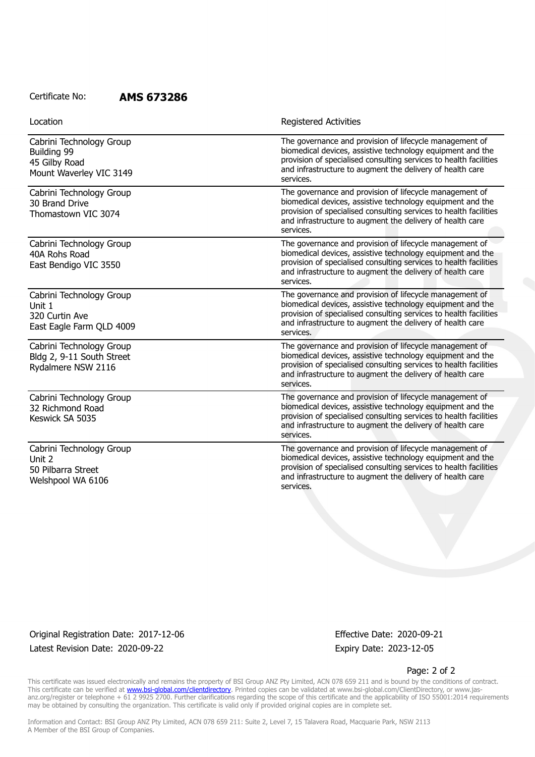Certificate No: **AMS 673286**

| Location | Registered Activities |
| --- | --- |
| Cabrini Technology Group<br>Building 99<br>45 Gilby Road<br>Mount Waverley VIC 3149 | The governance and provision of lifecycle management of biomedical devices, assistive technology equipment and the provision of specialised consulting services to health facilities and infrastructure to augment the delivery of health care services. |
| Cabrini Technology Group<br>30 Brand Drive<br>Thomastown VIC 3074 | The governance and provision of lifecycle management of biomedical devices, assistive technology equipment and the provision of specialised consulting services to health facilities and infrastructure to augment the delivery of health care services. |
| Cabrini Technology Group<br>40A Rohs Road<br>East Bendigo VIC 3550 | The governance and provision of lifecycle management of biomedical devices, assistive technology equipment and the provision of specialised consulting services to health facilities and infrastructure to augment the delivery of health care services. |
| Cabrini Technology Group<br>Unit 1<br>320 Curtin Ave<br>East Eagle Farm QLD 4009 | The governance and provision of lifecycle management of biomedical devices, assistive technology equipment and the provision of specialised consulting services to health facilities and infrastructure to augment the delivery of health care services. |
| Cabrini Technology Group<br>Bldg 2, 9-11 South Street<br>Rydalmere NSW 2116 | The governance and provision of lifecycle management of biomedical devices, assistive technology equipment and the provision of specialised consulting services to health facilities and infrastructure to augment the delivery of health care services. |
| Cabrini Technology Group<br>32 Richmond Road<br>Keswick SA 5035 | The governance and provision of lifecycle management of biomedical devices, assistive technology equipment and the provision of specialised consulting services to health facilities and infrastructure to augment the delivery of health care services. |
| Cabrini Technology Group<br>Unit 2<br>50 Pilbarra Street<br>Welshpool WA 6106 | The governance and provision of lifecycle management of biomedical devices, assistive technology equipment and the provision of specialised consulting services to health facilities and infrastructure to augment the delivery of health care services. |

Original Registration Date: 2017-12-06

Latest Revision Date: 2020-09-22

Effective Date: 2020-09-21

Expiry Date: 2023-12-05

This certificate was issued electronically and remains the property of BSI Group ANZ Pty Limited, ACN 078 659 211 and is bound by the conditions of contract. This certificate can be verified at www.bsi-global.com/clientdirectory. Printed copies can be validated at www.bsi-global.com/ClientDirectory, or www.jas-anz.org/register or telephone + 61 2 9925 2700. Further clarifications regarding the scope of this certificate and the applicability of ISO 55001:2014 requirements may be obtained by consulting the organization. This certificate is valid only if provided original copies are in complete set.

Information and Contact: BSI Group ANZ Pty Limited, ACN 078 659 211: Suite 2, Level 7, 15 Talavera Road, Macquarie Park, NSW 2113
A Member of the BSI Group of Companies.